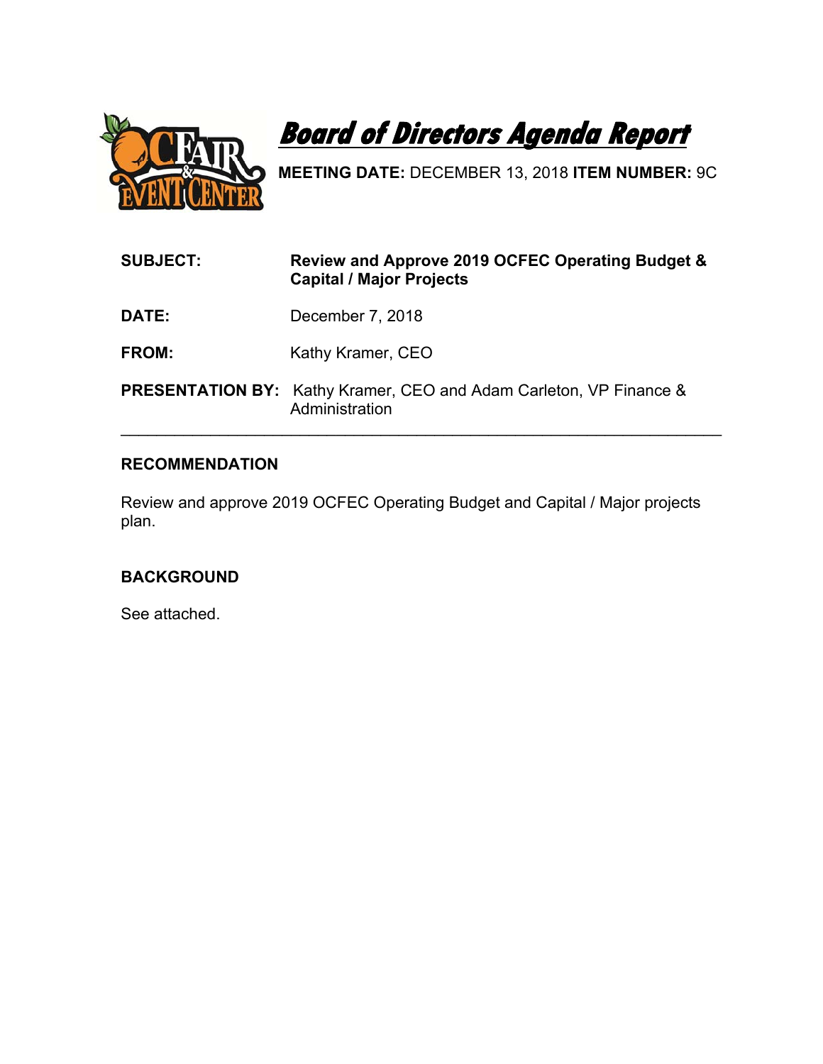# Board of Directors Agenda Report

**MEETING DATE:** DECEMBER 13, 2018 **ITEM NUMBER:** 9C

**SUBJECT:** **Review and Approve 2019 OCFEC Operating Budget & Capital / Major Projects**

**DATE:** December 7, 2018

**FROM:** Kathy Kramer, CEO

**PRESENTATION BY:** Kathy Kramer, CEO and Adam Carleton, VP Finance & Administration

---

## RECOMMENDATION

Review and approve 2019 OCFEC Operating Budget and Capital / Major projects plan.

## BACKGROUND

See attached.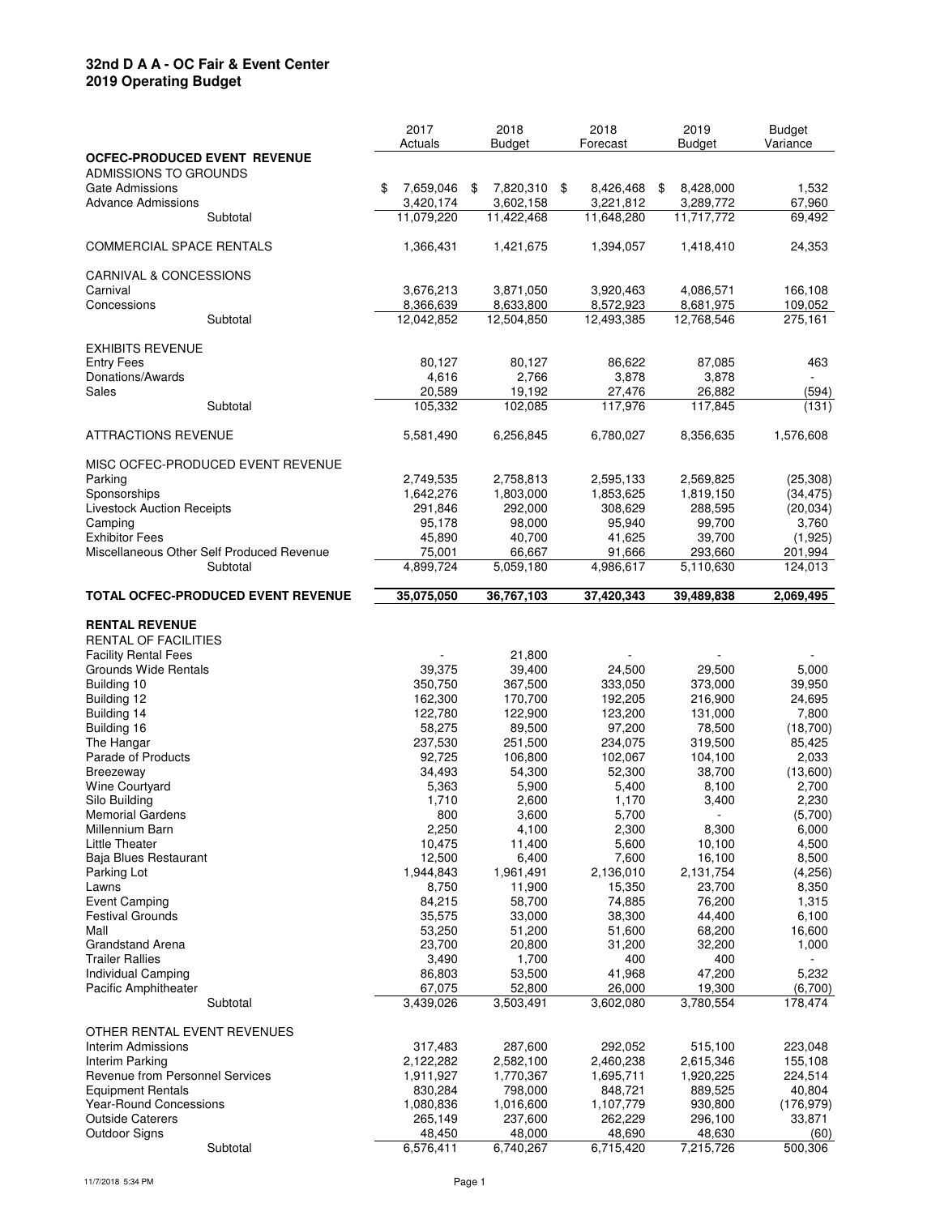# 32nd D A A - OC Fair & Event Center
## 2019 Operating Budget

| | 2017 Actuals | 2018 Budget | 2018 Forecast | 2019 Budget | Budget Variance |
|---|---|---|---|---|---|
| **OCFEC-PRODUCED EVENT REVENUE** | | | | | |
| ADMISSIONS TO GROUNDS | | | | | |
| Gate Admissions | $ 7,659,046 | $ 7,820,310 | $ 8,426,468 | $ 8,428,000 | 1,532 |
| Advance Admissions | 3,420,174 | 3,602,158 | 3,221,812 | 3,289,772 | 67,960 |
| Subtotal | 11,079,220 | 11,422,468 | 11,648,280 | 11,717,772 | 69,492 |
| COMMERCIAL SPACE RENTALS | 1,366,431 | 1,421,675 | 1,394,057 | 1,418,410 | 24,353 |
| CARNIVAL & CONCESSIONS | | | | | |
| Carnival | 3,676,213 | 3,871,050 | 3,920,463 | 4,086,571 | 166,108 |
| Concessions | 8,366,639 | 8,633,800 | 8,572,923 | 8,681,975 | 109,052 |
| Subtotal | 12,042,852 | 12,504,850 | 12,493,385 | 12,768,546 | 275,161 |
| EXHIBITS REVENUE | | | | | |
| Entry Fees | 80,127 | 80,127 | 86,622 | 87,085 | 463 |
| Donations/Awards | 4,616 | 2,766 | 3,878 | 3,878 | - |
| Sales | 20,589 | 19,192 | 27,476 | 26,882 | (594) |
| Subtotal | 105,332 | 102,085 | 117,976 | 117,845 | (131) |
| ATTRACTIONS REVENUE | 5,581,490 | 6,256,845 | 6,780,027 | 8,356,635 | 1,576,608 |
| MISC OCFEC-PRODUCED EVENT REVENUE | | | | | |
| Parking | 2,749,535 | 2,758,813 | 2,595,133 | 2,569,825 | (25,308) |
| Sponsorships | 1,642,276 | 1,803,000 | 1,853,625 | 1,819,150 | (34,475) |
| Livestock Auction Receipts | 291,846 | 292,000 | 308,629 | 288,595 | (20,034) |
| Camping | 95,178 | 98,000 | 95,940 | 99,700 | 3,760 |
| Exhibitor Fees | 45,890 | 40,700 | 41,625 | 39,700 | (1,925) |
| Miscellaneous Other Self Produced Revenue | 75,001 | 66,667 | 91,666 | 293,660 | 201,994 |
| Subtotal | 4,899,724 | 5,059,180 | 4,986,617 | 5,110,630 | 124,013 |
| **TOTAL OCFEC-PRODUCED EVENT REVENUE** | **35,075,050** | **36,767,103** | **37,420,343** | **39,489,838** | **2,069,495** |
| **RENTAL REVENUE** | | | | | |
| RENTAL OF FACILITIES | | | | | |
| Facility Rental Fees | - | 21,800 | - | - | - |
| Grounds Wide Rentals | 39,375 | 39,400 | 24,500 | 29,500 | 5,000 |
| Building 10 | 350,750 | 367,500 | 333,050 | 373,000 | 39,950 |
| Building 12 | 162,300 | 170,700 | 192,205 | 216,900 | 24,695 |
| Building 14 | 122,780 | 122,900 | 123,200 | 131,000 | 7,800 |
| Building 16 | 58,275 | 89,500 | 97,200 | 78,500 | (18,700) |
| The Hangar | 237,530 | 251,500 | 234,075 | 319,500 | 85,425 |
| Parade of Products | 92,725 | 106,800 | 102,067 | 104,100 | 2,033 |
| Breezeway | 34,493 | 54,300 | 52,300 | 38,700 | (13,600) |
| Wine Courtyard | 5,363 | 5,900 | 5,400 | 8,100 | 2,700 |
| Silo Building | 1,710 | 2,600 | 1,170 | 3,400 | 2,230 |
| Memorial Gardens | 800 | 3,600 | 5,700 | - | (5,700) |
| Millennium Barn | 2,250 | 4,100 | 2,300 | 8,300 | 6,000 |
| Little Theater | 10,475 | 11,400 | 5,600 | 10,100 | 4,500 |
| Baja Blues Restaurant | 12,500 | 6,400 | 7,600 | 16,100 | 8,500 |
| Parking Lot | 1,944,843 | 1,961,491 | 2,136,010 | 2,131,754 | (4,256) |
| Lawns | 8,750 | 11,900 | 15,350 | 23,700 | 8,350 |
| Event Camping | 84,215 | 58,700 | 74,885 | 76,200 | 1,315 |
| Festival Grounds | 35,575 | 33,000 | 38,300 | 44,400 | 6,100 |
| Mall | 53,250 | 51,200 | 51,600 | 68,200 | 16,600 |
| Grandstand Arena | 23,700 | 20,800 | 31,200 | 32,200 | 1,000 |
| Trailer Rallies | 3,490 | 1,700 | 400 | 400 | - |
| Individual Camping | 86,803 | 53,500 | 41,968 | 47,200 | 5,232 |
| Pacific Amphitheater | 67,075 | 52,800 | 26,000 | 19,300 | (6,700) |
| Subtotal | 3,439,026 | 3,503,491 | 3,602,080 | 3,780,554 | 178,474 |
| OTHER RENTAL EVENT REVENUES | | | | | |
| Interim Admissions | 317,483 | 287,600 | 292,052 | 515,100 | 223,048 |
| Interim Parking | 2,122,282 | 2,582,100 | 2,460,238 | 2,615,346 | 155,108 |
| Revenue from Personnel Services | 1,911,927 | 1,770,367 | 1,695,711 | 1,920,225 | 224,514 |
| Equipment Rentals | 830,284 | 798,000 | 848,721 | 889,525 | 40,804 |
| Year-Round Concessions | 1,080,836 | 1,016,600 | 1,107,779 | 930,800 | (176,979) |
| Outside Caterers | 265,149 | 237,600 | 262,229 | 296,100 | 33,871 |
| Outdoor Signs | 48,450 | 48,000 | 48,690 | 48,630 | (60) |
| Subtotal | 6,576,411 | 6,740,267 | 6,715,420 | 7,215,726 | 500,306 |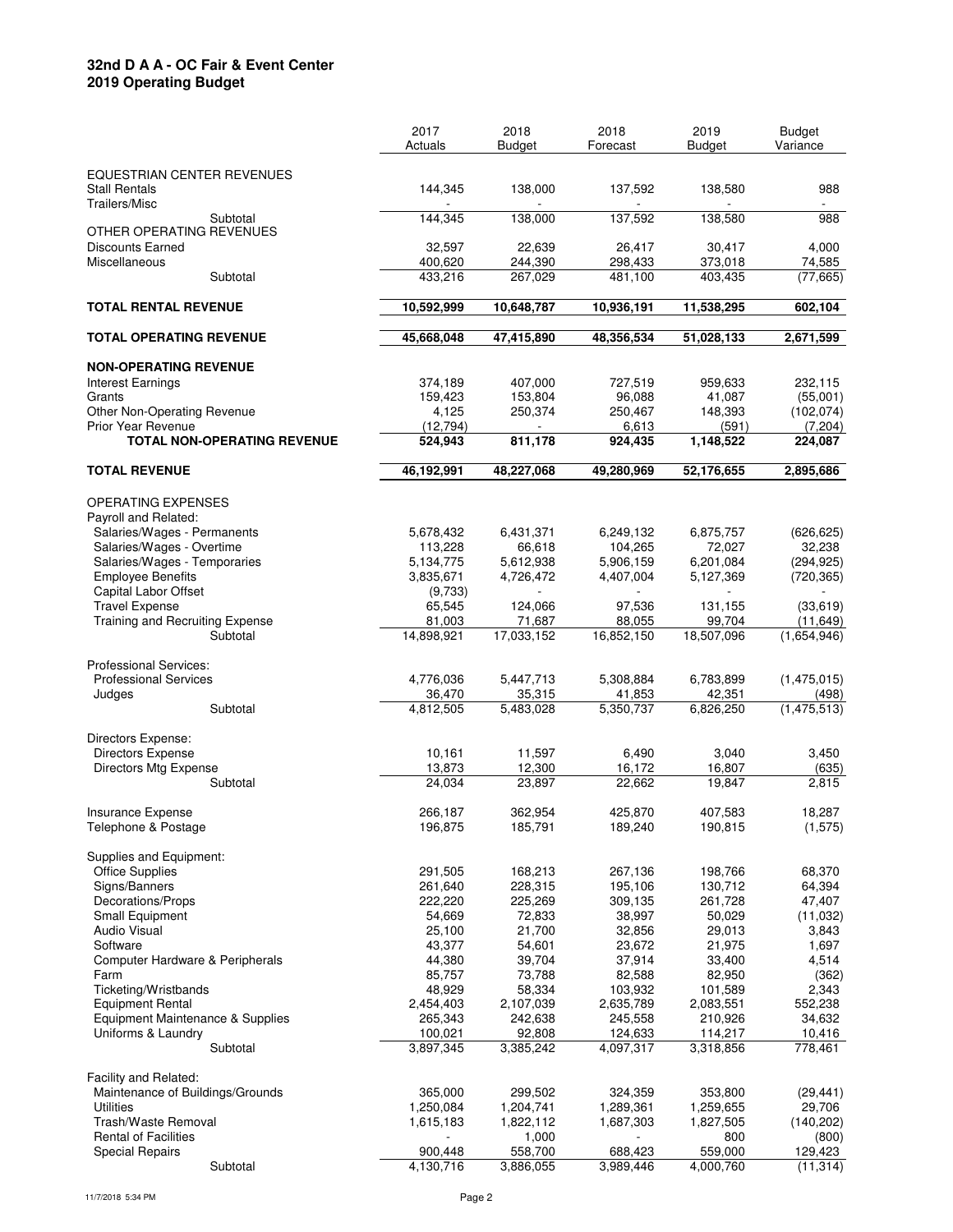**32nd D A A - OC Fair & Event Center**
**2019 Operating Budget**

| | 2017 Actuals | 2018 Budget | 2018 Forecast | 2019 Budget | Budget Variance |
|---|---|---|---|---|---|
| EQUESTRIAN CENTER REVENUES | | | | | |
| Stall Rentals | 144,345 | 138,000 | 137,592 | 138,580 | 988 |
| Trailers/Misc | - | - | - | - | - |
| Subtotal | 144,345 | 138,000 | 137,592 | 138,580 | 988 |
| OTHER OPERATING REVENUES | | | | | |
| Discounts Earned | 32,597 | 22,639 | 26,417 | 30,417 | 4,000 |
| Miscellaneous | 400,620 | 244,390 | 298,433 | 373,018 | 74,585 |
| Subtotal | 433,216 | 267,029 | 481,100 | 403,435 | (77,665) |
| **TOTAL RENTAL REVENUE** | **10,592,999** | **10,648,787** | **10,936,191** | **11,538,295** | **602,104** |
| **TOTAL OPERATING REVENUE** | **45,668,048** | **47,415,890** | **48,356,534** | **51,028,133** | **2,671,599** |
| **NON-OPERATING REVENUE** | | | | | |
| Interest Earnings | 374,189 | 407,000 | 727,519 | 959,633 | 232,115 |
| Grants | 159,423 | 153,804 | 96,088 | 41,087 | (55,001) |
| Other Non-Operating Revenue | 4,125 | 250,374 | 250,467 | 148,393 | (102,074) |
| Prior Year Revenue | (12,794) | - | 6,613 | (591) | (7,204) |
| **TOTAL NON-OPERATING REVENUE** | **524,943** | **811,178** | **924,435** | **1,148,522** | **224,087** |
| **TOTAL REVENUE** | **46,192,991** | **48,227,068** | **49,280,969** | **52,176,655** | **2,895,686** |
| OPERATING EXPENSES | | | | | |
| Payroll and Related: | | | | | |
| Salaries/Wages - Permanents | 5,678,432 | 6,431,371 | 6,249,132 | 6,875,757 | (626,625) |
| Salaries/Wages - Overtime | 113,228 | 66,618 | 104,265 | 72,027 | 32,238 |
| Salaries/Wages - Temporaries | 5,134,775 | 5,612,938 | 5,906,159 | 6,201,084 | (294,925) |
| Employee Benefits | 3,835,671 | 4,726,472 | 4,407,004 | 5,127,369 | (720,365) |
| Capital Labor Offset | (9,733) | - | - | - | - |
| Travel Expense | 65,545 | 124,066 | 97,536 | 131,155 | (33,619) |
| Training and Recruiting Expense | 81,003 | 71,687 | 88,055 | 99,704 | (11,649) |
| Subtotal | 14,898,921 | 17,033,152 | 16,852,150 | 18,507,096 | (1,654,946) |
| Professional Services: | | | | | |
| Professional Services | 4,776,036 | 5,447,713 | 5,308,884 | 6,783,899 | (1,475,015) |
| Judges | 36,470 | 35,315 | 41,853 | 42,351 | (498) |
| Subtotal | 4,812,505 | 5,483,028 | 5,350,737 | 6,826,250 | (1,475,513) |
| Directors Expense: | | | | | |
| Directors Expense | 10,161 | 11,597 | 6,490 | 3,040 | 3,450 |
| Directors Mtg Expense | 13,873 | 12,300 | 16,172 | 16,807 | (635) |
| Subtotal | 24,034 | 23,897 | 22,662 | 19,847 | 2,815 |
| Insurance Expense | 266,187 | 362,954 | 425,870 | 407,583 | 18,287 |
| Telephone & Postage | 196,875 | 185,791 | 189,240 | 190,815 | (1,575) |
| Supplies and Equipment: | | | | | |
| Office Supplies | 291,505 | 168,213 | 267,136 | 198,766 | 68,370 |
| Signs/Banners | 261,640 | 228,315 | 195,106 | 130,712 | 64,394 |
| Decorations/Props | 222,220 | 225,269 | 309,135 | 261,728 | 47,407 |
| Small Equipment | 54,669 | 72,833 | 38,997 | 50,029 | (11,032) |
| Audio Visual | 25,100 | 21,700 | 32,856 | 29,013 | 3,843 |
| Software | 43,377 | 54,601 | 23,672 | 21,975 | 1,697 |
| Computer Hardware & Peripherals | 44,380 | 39,704 | 37,914 | 33,400 | 4,514 |
| Farm | 85,757 | 73,788 | 82,588 | 82,950 | (362) |
| Ticketing/Wristbands | 48,929 | 58,334 | 103,932 | 101,589 | 2,343 |
| Equipment Rental | 2,454,403 | 2,107,039 | 2,635,789 | 2,083,551 | 552,238 |
| Equipment Maintenance & Supplies | 265,343 | 242,638 | 245,558 | 210,926 | 34,632 |
| Uniforms & Laundry | 100,021 | 92,808 | 124,633 | 114,217 | 10,416 |
| Subtotal | 3,897,345 | 3,385,242 | 4,097,317 | 3,318,856 | 778,461 |
| Facility and Related: | | | | | |
| Maintenance of Buildings/Grounds | 365,000 | 299,502 | 324,359 | 353,800 | (29,441) |
| Utilities | 1,250,084 | 1,204,741 | 1,289,361 | 1,259,655 | 29,706 |
| Trash/Waste Removal | 1,615,183 | 1,822,112 | 1,687,303 | 1,827,505 | (140,202) |
| Rental of Facilities | - | 1,000 | - | 800 | (800) |
| Special Repairs | 900,448 | 558,700 | 688,423 | 559,000 | 129,423 |
| Subtotal | 4,130,716 | 3,886,055 | 3,989,446 | 4,000,760 | (11,314) |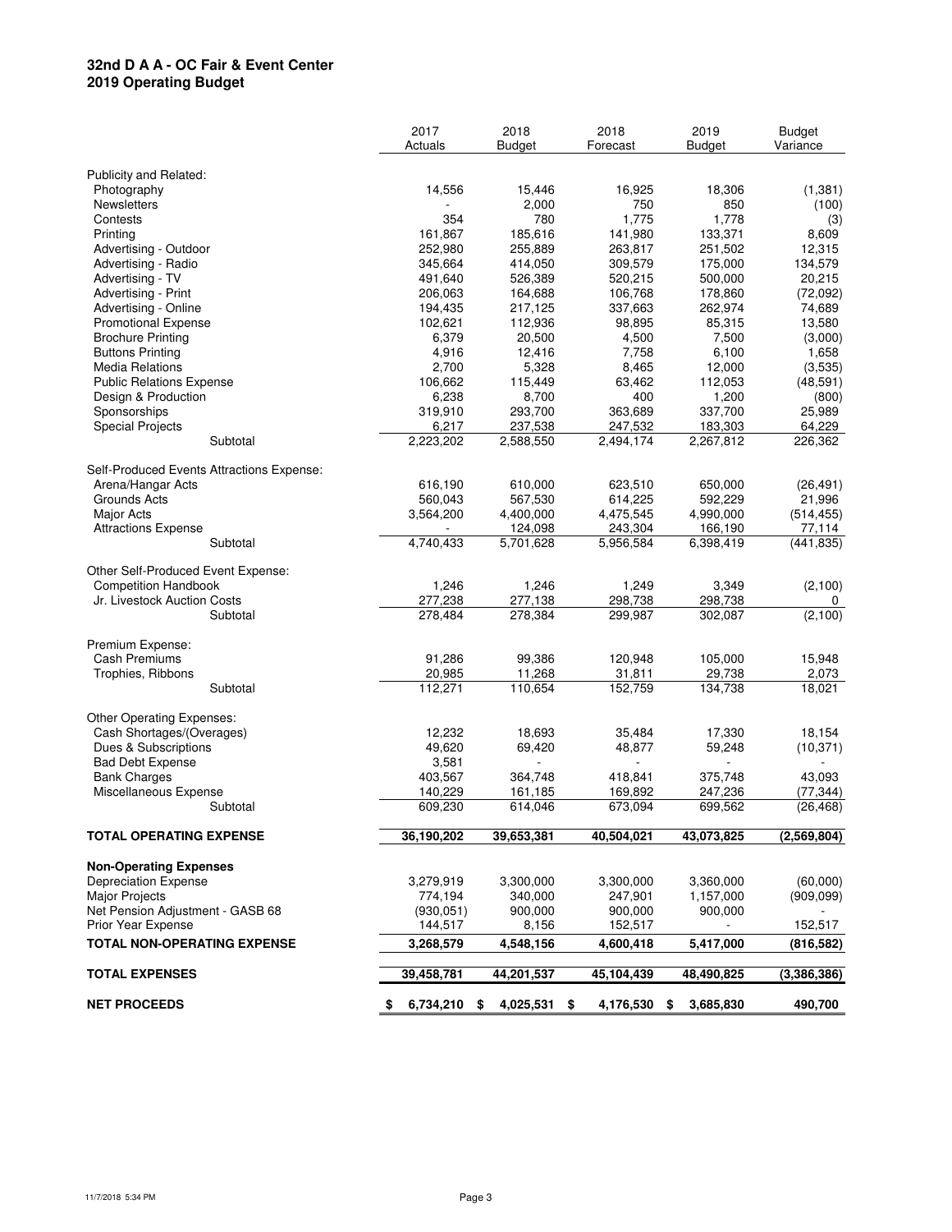**32nd D A A - OC Fair & Event Center**
**2019 Operating Budget**

| | 2017 Actuals | 2018 Budget | 2018 Forecast | 2019 Budget | Budget Variance |
|---|---|---|---|---|---|
| Publicity and Related: | | | | | |
| Photography | 14,556 | 15,446 | 16,925 | 18,306 | (1,381) |
| Newsletters | - | 2,000 | 750 | 850 | (100) |
| Contests | 354 | 780 | 1,775 | 1,778 | (3) |
| Printing | 161,867 | 185,616 | 141,980 | 133,371 | 8,609 |
| Advertising - Outdoor | 252,980 | 255,889 | 263,817 | 251,502 | 12,315 |
| Advertising - Radio | 345,664 | 414,050 | 309,579 | 175,000 | 134,579 |
| Advertising - TV | 491,640 | 526,389 | 520,215 | 500,000 | 20,215 |
| Advertising - Print | 206,063 | 164,688 | 106,768 | 178,860 | (72,092) |
| Advertising - Online | 194,435 | 217,125 | 337,663 | 262,974 | 74,689 |
| Promotional Expense | 102,621 | 112,936 | 98,895 | 85,315 | 13,580 |
| Brochure Printing | 6,379 | 20,500 | 4,500 | 7,500 | (3,000) |
| Buttons Printing | 4,916 | 12,416 | 7,758 | 6,100 | 1,658 |
| Media Relations | 2,700 | 5,328 | 8,465 | 12,000 | (3,535) |
| Public Relations Expense | 106,662 | 115,449 | 63,462 | 112,053 | (48,591) |
| Design & Production | 6,238 | 8,700 | 400 | 1,200 | (800) |
| Sponsorships | 319,910 | 293,700 | 363,689 | 337,700 | 25,989 |
| Special Projects | 6,217 | 237,538 | 247,532 | 183,303 | 64,229 |
| Subtotal | 2,223,202 | 2,588,550 | 2,494,174 | 2,267,812 | 226,362 |
| Self-Produced Events Attractions Expense: | | | | | |
| Arena/Hangar Acts | 616,190 | 610,000 | 623,510 | 650,000 | (26,491) |
| Grounds Acts | 560,043 | 567,530 | 614,225 | 592,229 | 21,996 |
| Major Acts | 3,564,200 | 4,400,000 | 4,475,545 | 4,990,000 | (514,455) |
| Attractions Expense | - | 124,098 | 243,304 | 166,190 | 77,114 |
| Subtotal | 4,740,433 | 5,701,628 | 5,956,584 | 6,398,419 | (441,835) |
| Other Self-Produced Event Expense: | | | | | |
| Competition Handbook | 1,246 | 1,246 | 1,249 | 3,349 | (2,100) |
| Jr. Livestock Auction Costs | 277,238 | 277,138 | 298,738 | 298,738 | 0 |
| Subtotal | 278,484 | 278,384 | 299,987 | 302,087 | (2,100) |
| Premium Expense: | | | | | |
| Cash Premiums | 91,286 | 99,386 | 120,948 | 105,000 | 15,948 |
| Trophies, Ribbons | 20,985 | 11,268 | 31,811 | 29,738 | 2,073 |
| Subtotal | 112,271 | 110,654 | 152,759 | 134,738 | 18,021 |
| Other Operating Expenses: | | | | | |
| Cash Shortages/(Overages) | 12,232 | 18,693 | 35,484 | 17,330 | 18,154 |
| Dues & Subscriptions | 49,620 | 69,420 | 48,877 | 59,248 | (10,371) |
| Bad Debt Expense | 3,581 | - | - | - | - |
| Bank Charges | 403,567 | 364,748 | 418,841 | 375,748 | 43,093 |
| Miscellaneous Expense | 140,229 | 161,185 | 169,892 | 247,236 | (77,344) |
| Subtotal | 609,230 | 614,046 | 673,094 | 699,562 | (26,468) |
| **TOTAL OPERATING EXPENSE** | **36,190,202** | **39,653,381** | **40,504,021** | **43,073,825** | **(2,569,804)** |
| **Non-Operating Expenses** | | | | | |
| Depreciation Expense | 3,279,919 | 3,300,000 | 3,300,000 | 3,360,000 | (60,000) |
| Major Projects | 774,194 | 340,000 | 247,901 | 1,157,000 | (909,099) |
| Net Pension Adjustment - GASB 68 | (930,051) | 900,000 | 900,000 | 900,000 | - |
| Prior Year Expense | 144,517 | 8,156 | 152,517 | - | 152,517 |
| **TOTAL NON-OPERATING EXPENSE** | **3,268,579** | **4,548,156** | **4,600,418** | **5,417,000** | **(816,582)** |
| **TOTAL EXPENSES** | **39,458,781** | **44,201,537** | **45,104,439** | **48,490,825** | **(3,386,386)** |
| **NET PROCEEDS** | **$ 6,734,210** | **$ 4,025,531** | **$ 4,176,530** | **$ 3,685,830** | **490,700** |